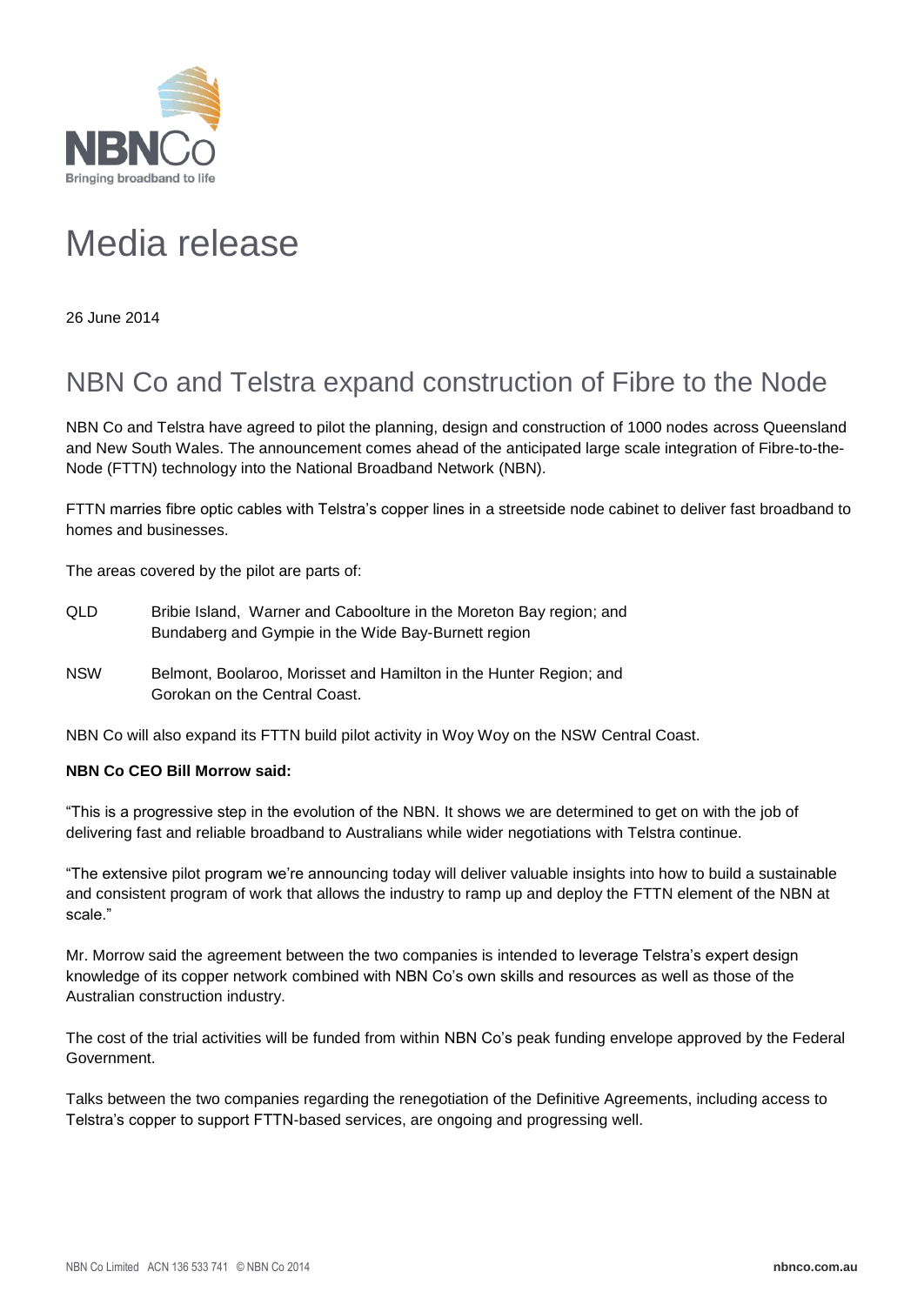NBNCo
Bringing broadband to life

# Media release

26 June 2014

## NBN Co and Telstra expand construction of Fibre to the Node

NBN Co and Telstra have agreed to pilot the planning, design and construction of 1000 nodes across Queensland and New South Wales. The announcement comes ahead of the anticipated large scale integration of Fibre-to-the-Node (FTTN) technology into the National Broadband Network (NBN).

FTTN marries fibre optic cables with Telstra's copper lines in a streetside node cabinet to deliver fast broadband to homes and businesses.

The areas covered by the pilot are parts of:

QLD — Bribie Island, Warner and Caboolture in the Moreton Bay region; and Bundaberg and Gympie in the Wide Bay-Burnett region

NSW — Belmont, Boolaroo, Morisset and Hamilton in the Hunter Region; and Gorokan on the Central Coast.

NBN Co will also expand its FTTN build pilot activity in Woy Woy on the NSW Central Coast.

**NBN Co CEO Bill Morrow said:**

"This is a progressive step in the evolution of the NBN. It shows we are determined to get on with the job of delivering fast and reliable broadband to Australians while wider negotiations with Telstra continue.

"The extensive pilot program we're announcing today will deliver valuable insights into how to build a sustainable and consistent program of work that allows the industry to ramp up and deploy the FTTN element of the NBN at scale."

Mr. Morrow said the agreement between the two companies is intended to leverage Telstra's expert design knowledge of its copper network combined with NBN Co's own skills and resources as well as those of the Australian construction industry.

The cost of the trial activities will be funded from within NBN Co's peak funding envelope approved by the Federal Government.

Talks between the two companies regarding the renegotiation of the Definitive Agreements, including access to Telstra's copper to support FTTN-based services, are ongoing and progressing well.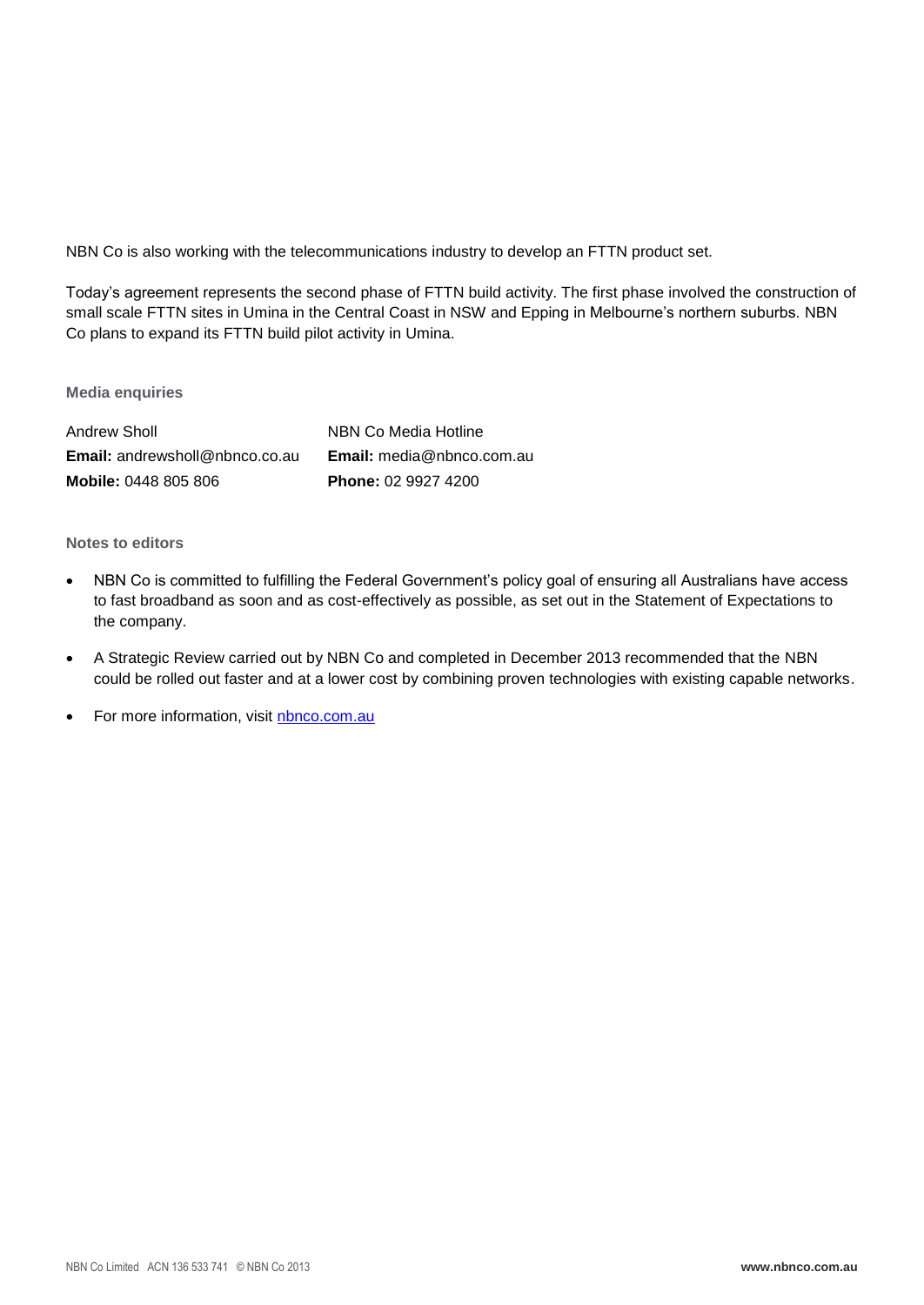NBN Co is also working with the telecommunications industry to develop an FTTN product set.

Today's agreement represents the second phase of FTTN build activity. The first phase involved the construction of small scale FTTN sites in Umina in the Central Coast in NSW and Epping in Melbourne's northern suburbs. NBN Co plans to expand its FTTN build pilot activity in Umina.

### Media enquiries

| | |
|---|---|
| Andrew Sholl | NBN Co Media Hotline |
| **Email:** andrewsholl@nbnco.co.au | **Email:** media@nbnco.com.au |
| **Mobile:** 0448 805 806 | **Phone:** 02 9927 4200 |

### Notes to editors

- NBN Co is committed to fulfilling the Federal Government's policy goal of ensuring all Australians have access to fast broadband as soon and as cost-effectively as possible, as set out in the Statement of Expectations to the company.
- A Strategic Review carried out by NBN Co and completed in December 2013 recommended that the NBN could be rolled out faster and at a lower cost by combining proven technologies with existing capable networks.
- For more information, visit [nbnco.com.au](http://nbnco.com.au)